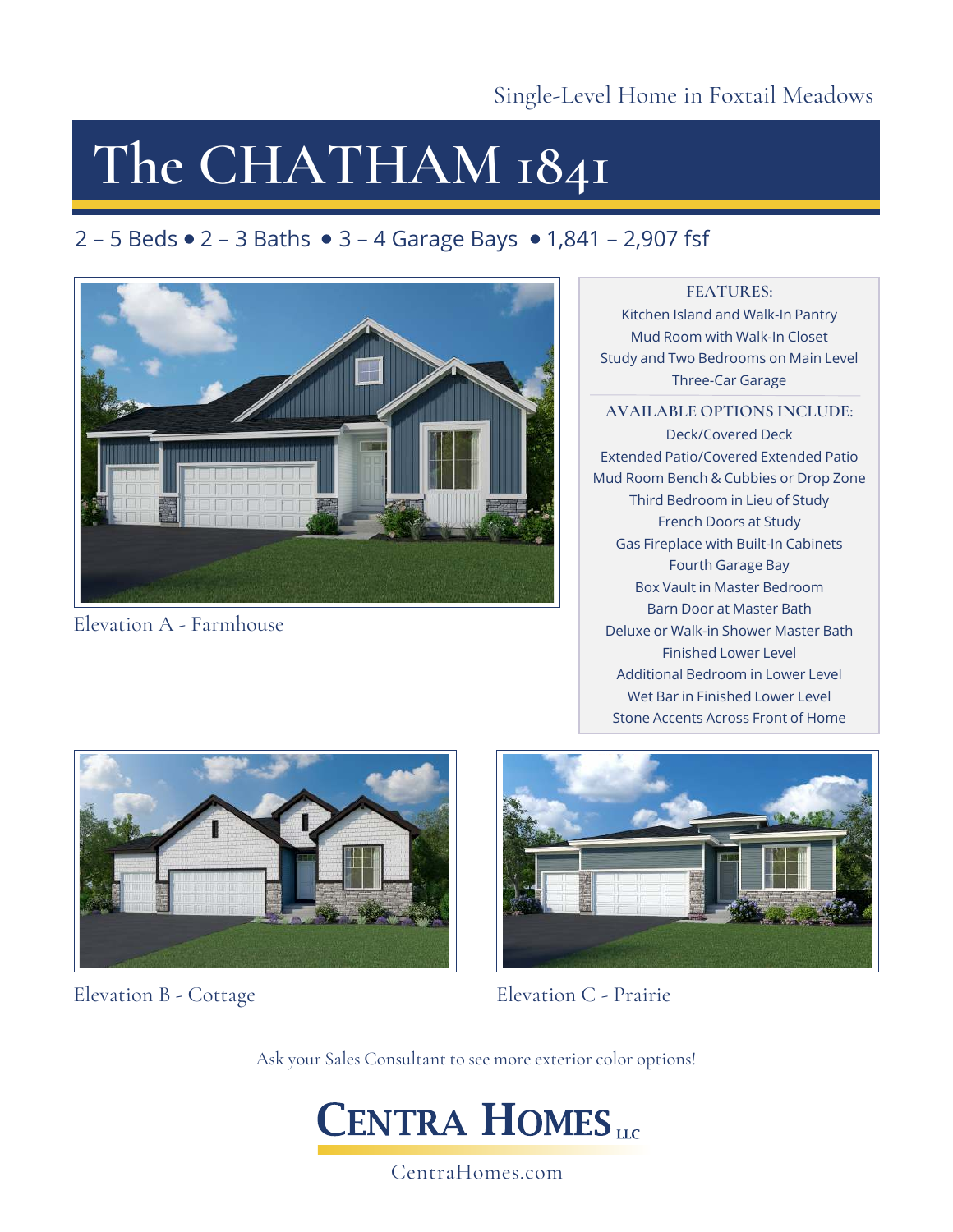Single-Level Home in Foxtail Meadows

# The CHATHAM 1841

2 – 5 Beds • 2 – 3 Baths • 3 – 4 Garage Bays • 1,841 – 2,907 fsf

Elevation A - Farmhouse

**FEATURES:**

Kitchen Island and Walk-In Pantry
Mud Room with Walk-In Closet
Study and Two Bedrooms on Main Level
Three-Car Garage

**AVAILABLE OPTIONS INCLUDE:**

Deck/Covered Deck
Extended Patio/Covered Extended Patio
Mud Room Bench & Cubbies or Drop Zone
Third Bedroom in Lieu of Study
French Doors at Study
Gas Fireplace with Built-In Cabinets
Fourth Garage Bay
Box Vault in Master Bedroom
Barn Door at Master Bath
Deluxe or Walk-in Shower Master Bath
Finished Lower Level
Additional Bedroom in Lower Level
Wet Bar in Finished Lower Level
Stone Accents Across Front of Home

Elevation B - Cottage

Elevation C - Prairie

Ask your Sales Consultant to see more exterior color options!

CENTRA HOMES LLC

CentraHomes.com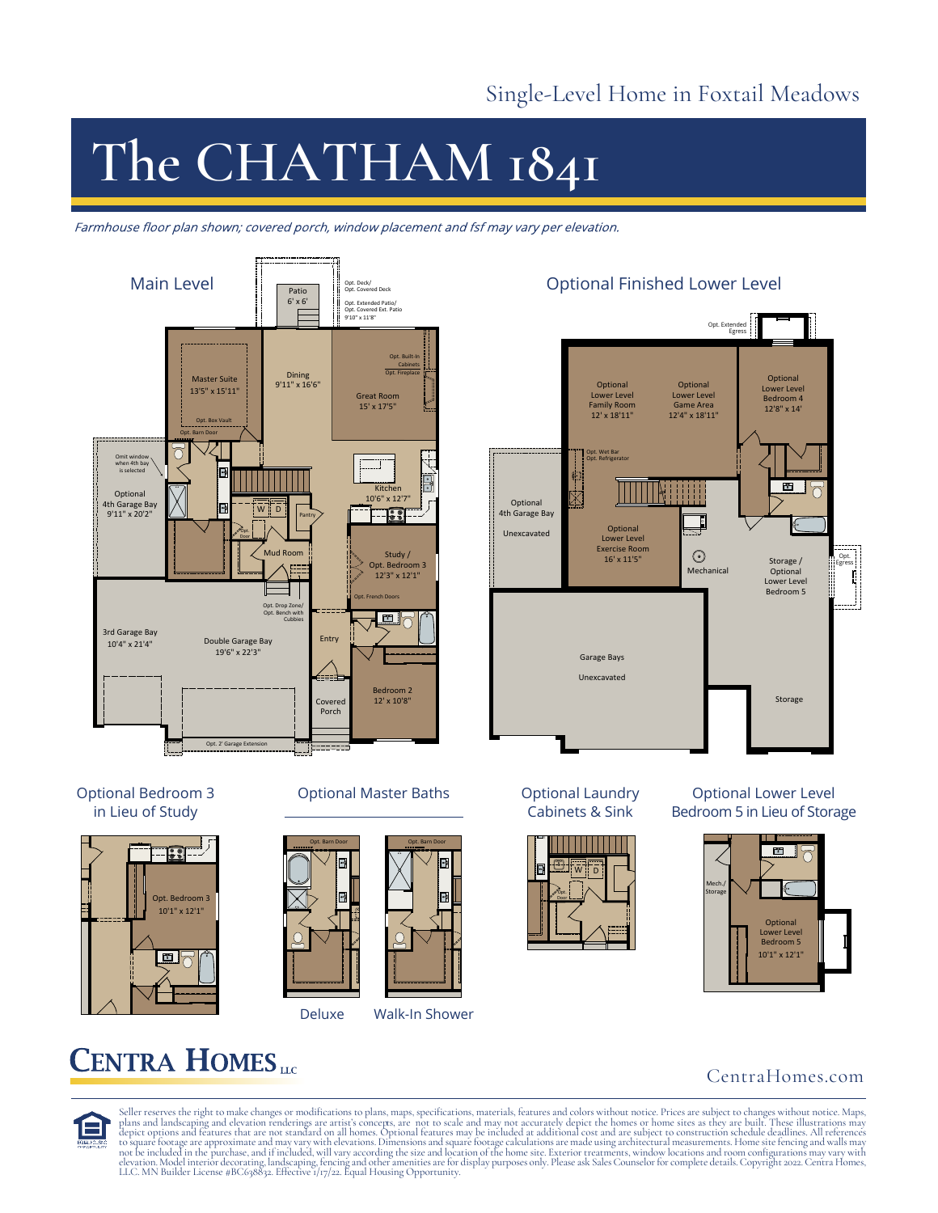Single-Level Home in Foxtail Meadows

# The CHATHAM 1841

*Farmhouse floor plan shown; covered porch, window placement and fsf may vary per elevation.*

## Main Level

Patio
6' x 6'

Opt. Deck/
Opt. Covered Deck

Opt. Extended Patio/
Opt. Covered Ext. Patio
9'10" x 11'8"

Master Suite
13'5" x 15'11"

Opt. Box Vault

Opt. Barn Door

Dining
9'11" x 16'6"

Opt. Built-In Cabinets

Opt. Fireplace

Great Room
15' x 17'5"

Omit window when 4th bay is selected

Optional
4th Garage Bay
9'11" x 20'2"

Kitchen
10'6" x 12'7"

W D

Pantry

Opt. Door

Mud Room

Study /
Opt. Bedroom 3
12'3" x 12'1"

Opt. French Doors

Opt. Drop Zone/
Opt. Bench with Cubbies

3rd Garage Bay
10'4" x 21'4"

Double Garage Bay
19'6" x 22'3"

Entry

Covered Porch

Bedroom 2
12' x 10'8"

Opt. 2' Garage Extension

## Optional Finished Lower Level

Opt. Extended Egress

Optional
Lower Level
Family Room
12' x 18'11"

Optional
Lower Level
Game Area
12'4" x 18'11"

Optional
Lower Level
Bedroom 4
12'8" x 14'

Opt. Wet Bar
Opt. Refrigerator

Optional
4th Garage Bay

Unexcavated

Optional
Lower Level
Exercise Room
16' x 11'5"

Mechanical

Storage /
Optional
Lower Level
Bedroom 5

Opt. Egress

Garage Bays

Unexcavated

Storage

## Optional Bedroom 3 in Lieu of Study

Opt. Bedroom 3
10'1" x 12'1"

## Optional Master Baths

Opt. Barn Door

Deluxe

Walk-In Shower

## Optional Laundry Cabinets & Sink

W D

Opt. Door

## Optional Lower Level Bedroom 5 in Lieu of Storage

Mech./
Storage

Optional
Lower Level
Bedroom 5
10'1" x 12'1"

CENTRA HOMES LLC

CentraHomes.com

Seller reserves the right to make changes or modifications to plans, maps, specifications, materials, features and colors without notice. Prices are subject to changes without notice. Maps, plans and landscaping and elevation renderings are artist's concepts, are not to scale and may not accurately depict the homes or home sites as they are built. These illustrations may depict options and features that are not standard on all homes. Optional features may be included at additional cost and are subject to construction schedule deadlines. All references to square footage are approximate and may vary with elevations. Dimensions and square footage calculations are made using architectural measurements. Home site fencing and walls may not be included in the purchase, and if included, will vary according the size and location of the home site. Exterior treatments, window locations and room configurations may vary with elevation. Model interior decorating, landscaping, fencing and other amenities are for display purposes only. Please ask Sales Counselor for complete details. Copyright 2022. Centra Homes, LLC. MN Builder License #BC638832. Effective 1/17/22. Equal Housing Opportunity.